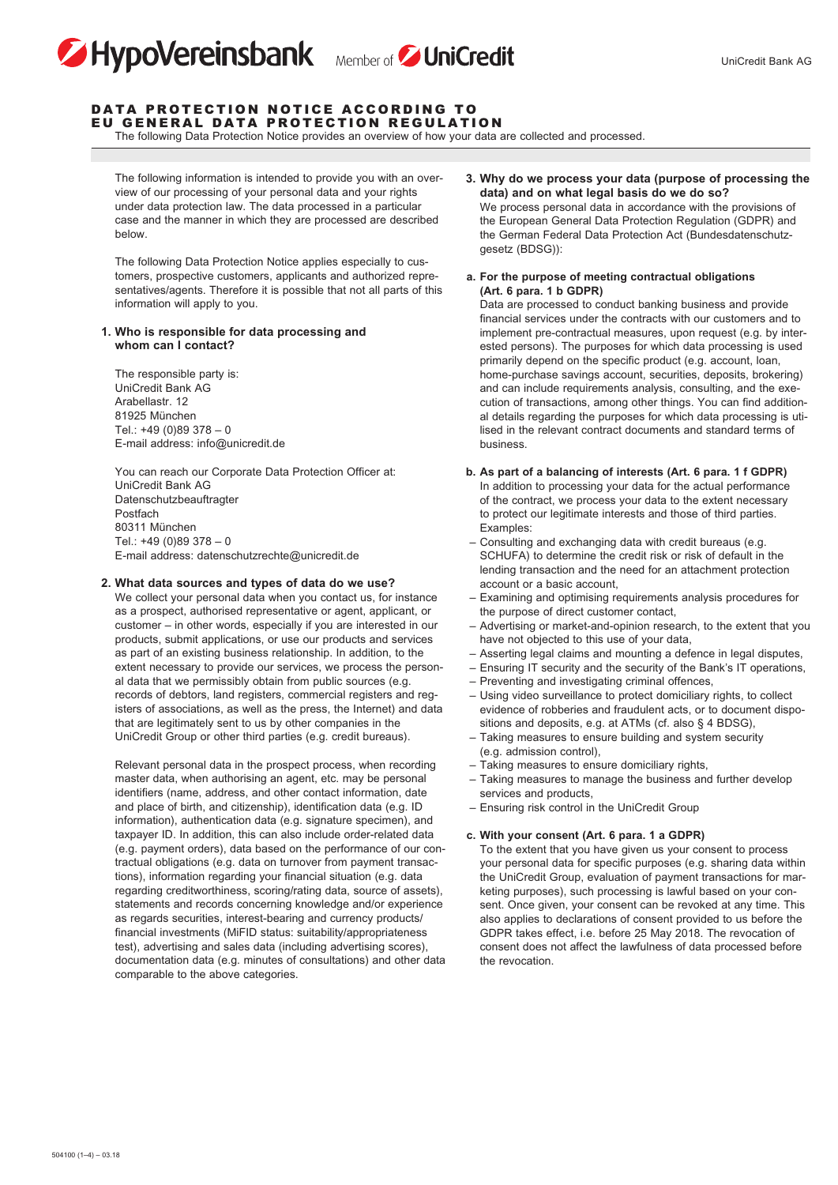# DATA PROTECTION NOTICE ACCORDING TO EU GENERAL DATA PROTECTION REGULATION

The following Data Protection Notice provides an overview of how your data are collected and processed.

The following information is intended to provide you with an overview of our processing of your personal data and your rights under data protection law. The data processed in a particular case and the manner in which they are processed are described below.

The following Data Protection Notice applies especially to customers, prospective customers, applicants and authorized representatives/agents. Therefore it is possible that not all parts of this information will apply to you.

## 1. Who is responsible for data processing and whom can I contact?

The responsible party is:
UniCredit Bank AG
Arabellastr. 12
81925 München
Tel.: +49 (0)89 378 – 0
E-mail address: info@unicredit.de

You can reach our Corporate Data Protection Officer at:
UniCredit Bank AG
Datenschutzbeauftragter
Postfach
80311 München
Tel.: +49 (0)89 378 – 0
E-mail address: datenschutzrechte@unicredit.de

## 2. What data sources and types of data do we use?

We collect your personal data when you contact us, for instance as a prospect, authorised representative or agent, applicant, or customer – in other words, especially if you are interested in our products, submit applications, or use our products and services as part of an existing business relationship. In addition, to the extent necessary to provide our services, we process the personal data that we permissibly obtain from public sources (e.g. records of debtors, land registers, commercial registers and registers of associations, as well as the press, the Internet) and data that are legitimately sent to us by other companies in the UniCredit Group or other third parties (e.g. credit bureaus).

Relevant personal data in the prospect process, when recording master data, when authorising an agent, etc. may be personal identifiers (name, address, and other contact information, date and place of birth, and citizenship), identification data (e.g. ID information), authentication data (e.g. signature specimen), and taxpayer ID. In addition, this can also include order-related data (e.g. payment orders), data based on the performance of our contractual obligations (e.g. data on turnover from payment transactions), information regarding your financial situation (e.g. data regarding creditworthiness, scoring/rating data, source of assets), statements and records concerning knowledge and/or experience as regards securities, interest-bearing and currency products/financial investments (MiFID status: suitability/appropriateness test), advertising and sales data (including advertising scores), documentation data (e.g. minutes of consultations) and other data comparable to the above categories.

## 3. Why do we process your data (purpose of processing the data) and on what legal basis do we do so?

We process personal data in accordance with the provisions of the European General Data Protection Regulation (GDPR) and the German Federal Data Protection Act (Bundesdatenschutzgesetz (BDSG)):

### a. For the purpose of meeting contractual obligations (Art. 6 para. 1 b GDPR)

Data are processed to conduct banking business and provide financial services under the contracts with our customers and to implement pre-contractual measures, upon request (e.g. by interested persons). The purposes for which data processing is used primarily depend on the specific product (e.g. account, loan, home-purchase savings account, securities, deposits, brokering) and can include requirements analysis, consulting, and the execution of transactions, among other things. You can find additional details regarding the purposes for which data processing is utilised in the relevant contract documents and standard terms of business.

### b. As part of a balancing of interests (Art. 6 para. 1 f GDPR)

In addition to processing your data for the actual performance of the contract, we process your data to the extent necessary to protect our legitimate interests and those of third parties. Examples:

- Consulting and exchanging data with credit bureaus (e.g. SCHUFA) to determine the credit risk or risk of default in the lending transaction and the need for an attachment protection account or a basic account,
- Examining and optimising requirements analysis procedures for the purpose of direct customer contact,
- Advertising or market-and-opinion research, to the extent that you have not objected to this use of your data,
- Asserting legal claims and mounting a defence in legal disputes,
- Ensuring IT security and the security of the Bank's IT operations,
- Preventing and investigating criminal offences,
- Using video surveillance to protect domiciliary rights, to collect evidence of robberies and fraudulent acts, or to document dispositions and deposits, e.g. at ATMs (cf. also § 4 BDSG),
- Taking measures to ensure building and system security (e.g. admission control),
- Taking measures to ensure domiciliary rights,
- Taking measures to manage the business and further develop services and products,
- Ensuring risk control in the UniCredit Group

### c. With your consent (Art. 6 para. 1 a GDPR)

To the extent that you have given us your consent to process your personal data for specific purposes (e.g. sharing data within the UniCredit Group, evaluation of payment transactions for marketing purposes), such processing is lawful based on your consent. Once given, your consent can be revoked at any time. This also applies to declarations of consent provided to us before the GDPR takes effect, i.e. before 25 May 2018. The revocation of consent does not affect the lawfulness of data processed before the revocation.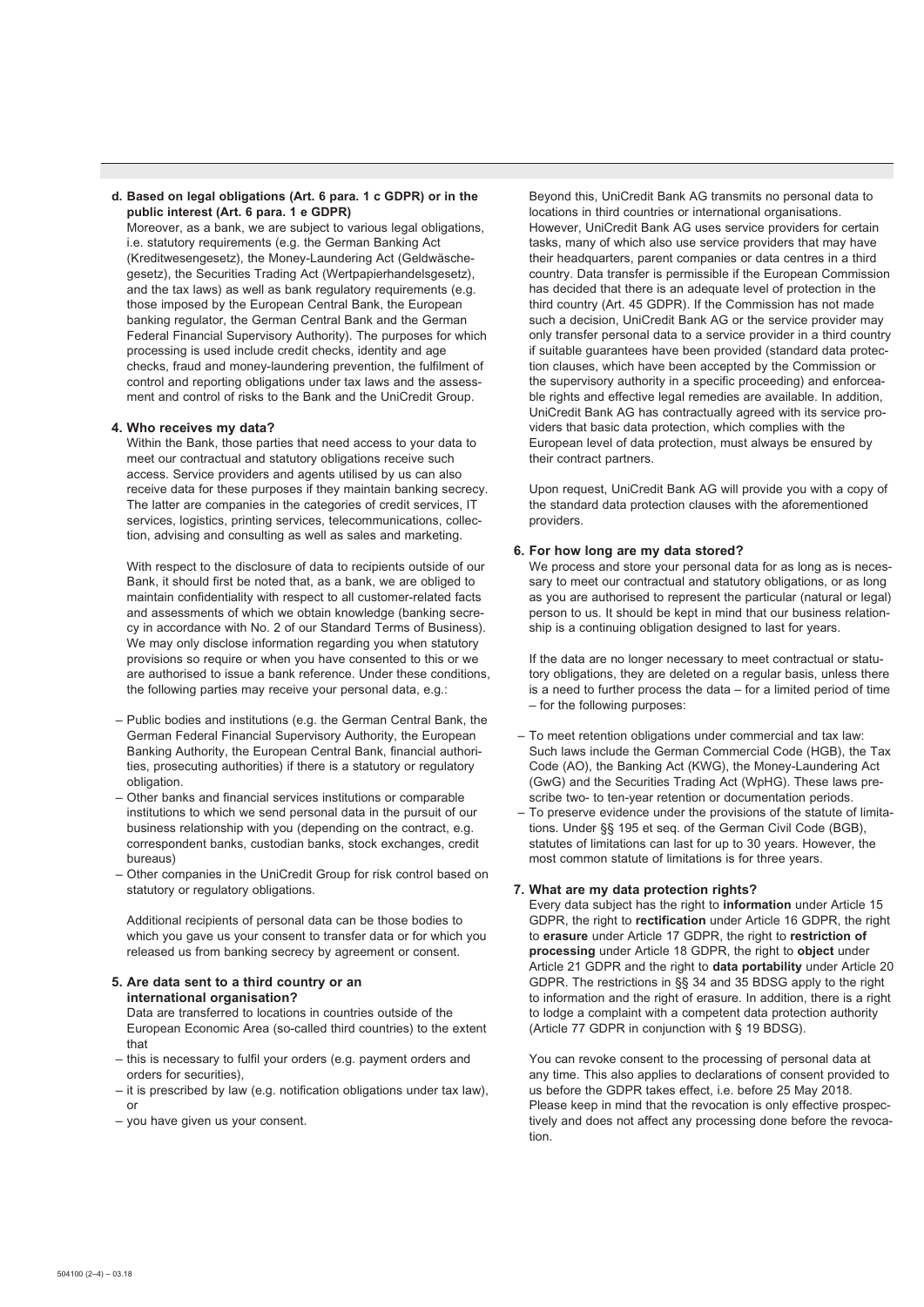**d. Based on legal obligations (Art. 6 para. 1 c GDPR) or in the public interest (Art. 6 para. 1 e GDPR)**

Moreover, as a bank, we are subject to various legal obligations, i.e. statutory requirements (e.g. the German Banking Act (Kreditwesengesetz), the Money-Laundering Act (Geldwäschegesetz), the Securities Trading Act (Wertpapierhandelsgesetz), and the tax laws) as well as bank regulatory requirements (e.g. those imposed by the European Central Bank, the European banking regulator, the German Central Bank and the German Federal Financial Supervisory Authority). The purposes for which processing is used include credit checks, identity and age checks, fraud and money-laundering prevention, the fulfilment of control and reporting obligations under tax laws and the assessment and control of risks to the Bank and the UniCredit Group.

**4. Who receives my data?**

Within the Bank, those parties that need access to your data to meet our contractual and statutory obligations receive such access. Service providers and agents utilised by us can also receive data for these purposes if they maintain banking secrecy. The latter are companies in the categories of credit services, IT services, logistics, printing services, telecommunications, collection, advising and consulting as well as sales and marketing.

With respect to the disclosure of data to recipients outside of our Bank, it should first be noted that, as a bank, we are obliged to maintain confidentiality with respect to all customer-related facts and assessments of which we obtain knowledge (banking secrecy in accordance with No. 2 of our Standard Terms of Business). We may only disclose information regarding you when statutory provisions so require or when you have consented to this or we are authorised to issue a bank reference. Under these conditions, the following parties may receive your personal data, e.g.:

- Public bodies and institutions (e.g. the German Central Bank, the German Federal Financial Supervisory Authority, the European Banking Authority, the European Central Bank, financial authorities, prosecuting authorities) if there is a statutory or regulatory obligation.
- Other banks and financial services institutions or comparable institutions to which we send personal data in the pursuit of our business relationship with you (depending on the contract, e.g. correspondent banks, custodian banks, stock exchanges, credit bureaus)
- Other companies in the UniCredit Group for risk control based on statutory or regulatory obligations.

Additional recipients of personal data can be those bodies to which you gave us your consent to transfer data or for which you released us from banking secrecy by agreement or consent.

**5. Are data sent to a third country or an international organisation?**

Data are transferred to locations in countries outside of the European Economic Area (so-called third countries) to the extent that

- this is necessary to fulfil your orders (e.g. payment orders and orders for securities),
- it is prescribed by law (e.g. notification obligations under tax law), or
- you have given us your consent.

Beyond this, UniCredit Bank AG transmits no personal data to locations in third countries or international organisations. However, UniCredit Bank AG uses service providers for certain tasks, many of which also use service providers that may have their headquarters, parent companies or data centres in a third country. Data transfer is permissible if the European Commission has decided that there is an adequate level of protection in the third country (Art. 45 GDPR). If the Commission has not made such a decision, UniCredit Bank AG or the service provider may only transfer personal data to a service provider in a third country if suitable guarantees have been provided (standard data protection clauses, which have been accepted by the Commission or the supervisory authority in a specific proceeding) and enforceable rights and effective legal remedies are available. In addition, UniCredit Bank AG has contractually agreed with its service providers that basic data protection, which complies with the European level of data protection, must always be ensured by their contract partners.

Upon request, UniCredit Bank AG will provide you with a copy of the standard data protection clauses with the aforementioned providers.

**6. For how long are my data stored?**

We process and store your personal data for as long as is necessary to meet our contractual and statutory obligations, or as long as you are authorised to represent the particular (natural or legal) person to us. It should be kept in mind that our business relationship is a continuing obligation designed to last for years.

If the data are no longer necessary to meet contractual or statutory obligations, they are deleted on a regular basis, unless there is a need to further process the data – for a limited period of time – for the following purposes:

- To meet retention obligations under commercial and tax law: Such laws include the German Commercial Code (HGB), the Tax Code (AO), the Banking Act (KWG), the Money-Laundering Act (GwG) and the Securities Trading Act (WpHG). These laws prescribe two- to ten-year retention or documentation periods.
- To preserve evidence under the provisions of the statute of limitations. Under §§ 195 et seq. of the German Civil Code (BGB), statutes of limitations can last for up to 30 years. However, the most common statute of limitations is for three years.

**7. What are my data protection rights?**

Every data subject has the right to **information** under Article 15 GDPR, the right to **rectification** under Article 16 GDPR, the right to **erasure** under Article 17 GDPR, the right to **restriction of processing** under Article 18 GDPR, the right to **object** under Article 21 GDPR and the right to **data portability** under Article 20 GDPR. The restrictions in §§ 34 and 35 BDSG apply to the right to information and the right of erasure. In addition, there is a right to lodge a complaint with a competent data protection authority (Article 77 GDPR in conjunction with § 19 BDSG).

You can revoke consent to the processing of personal data at any time. This also applies to declarations of consent provided to us before the GDPR takes effect, i.e. before 25 May 2018. Please keep in mind that the revocation is only effective prospectively and does not affect any processing done before the revocation.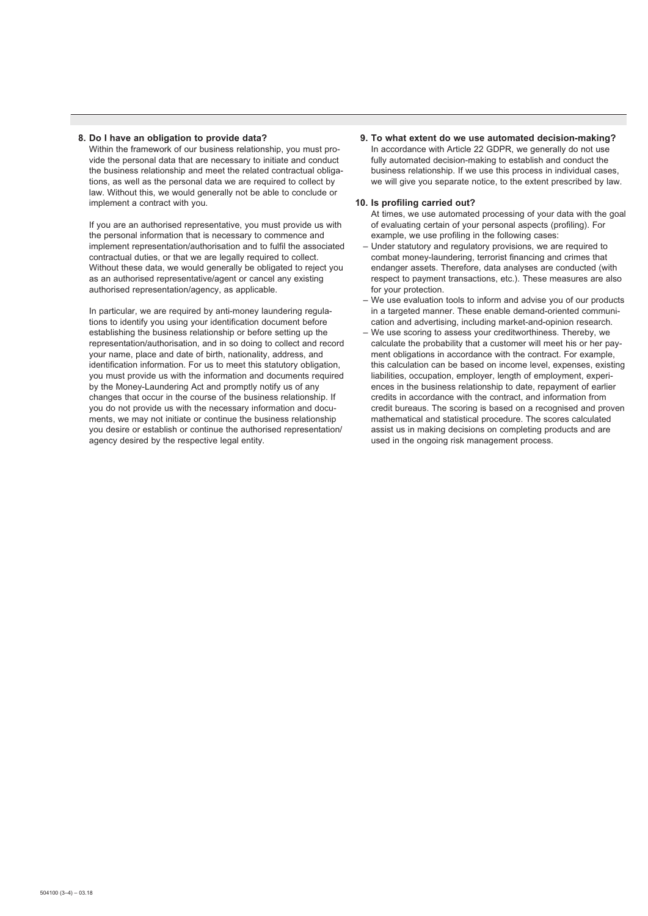**8. Do I have an obligation to provide data?**

Within the framework of our business relationship, you must provide the personal data that are necessary to initiate and conduct the business relationship and meet the related contractual obligations, as well as the personal data we are required to collect by law. Without this, we would generally not be able to conclude or implement a contract with you.

If you are an authorised representative, you must provide us with the personal information that is necessary to commence and implement representation/authorisation and to fulfil the associated contractual duties, or that we are legally required to collect. Without these data, we would generally be obligated to reject you as an authorised representative/agent or cancel any existing authorised representation/agency, as applicable.

In particular, we are required by anti-money laundering regulations to identify you using your identification document before establishing the business relationship or before setting up the representation/authorisation, and in so doing to collect and record your name, place and date of birth, nationality, address, and identification information. For us to meet this statutory obligation, you must provide us with the information and documents required by the Money-Laundering Act and promptly notify us of any changes that occur in the course of the business relationship. If you do not provide us with the necessary information and documents, we may not initiate or continue the business relationship you desire or establish or continue the authorised representation/agency desired by the respective legal entity.

**9. To what extent do we use automated decision-making?**

In accordance with Article 22 GDPR, we generally do not use fully automated decision-making to establish and conduct the business relationship. If we use this process in individual cases, we will give you separate notice, to the extent prescribed by law.

**10. Is profiling carried out?**

At times, we use automated processing of your data with the goal of evaluating certain of your personal aspects (profiling). For example, we use profiling in the following cases:

- Under statutory and regulatory provisions, we are required to combat money-laundering, terrorist financing and crimes that endanger assets. Therefore, data analyses are conducted (with respect to payment transactions, etc.). These measures are also for your protection.
- We use evaluation tools to inform and advise you of our products in a targeted manner. These enable demand-oriented communication and advertising, including market-and-opinion research.
- We use scoring to assess your creditworthiness. Thereby, we calculate the probability that a customer will meet his or her payment obligations in accordance with the contract. For example, this calculation can be based on income level, expenses, existing liabilities, occupation, employer, length of employment, experiences in the business relationship to date, repayment of earlier credits in accordance with the contract, and information from credit bureaus. The scoring is based on a recognised and proven mathematical and statistical procedure. The scores calculated assist us in making decisions on completing products and are used in the ongoing risk management process.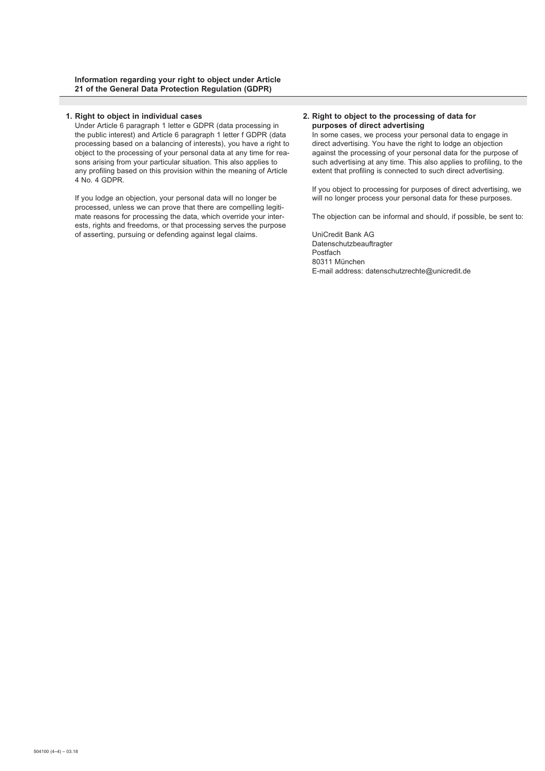## Information regarding your right to object under Article 21 of the General Data Protection Regulation (GDPR)

### 1. Right to object in individual cases

Under Article 6 paragraph 1 letter e GDPR (data processing in the public interest) and Article 6 paragraph 1 letter f GDPR (data processing based on a balancing of interests), you have a right to object to the processing of your personal data at any time for reasons arising from your particular situation. This also applies to any profiling based on this provision within the meaning of Article 4 No. 4 GDPR.

If you lodge an objection, your personal data will no longer be processed, unless we can prove that there are compelling legitimate reasons for processing the data, which override your interests, rights and freedoms, or that processing serves the purpose of asserting, pursuing or defending against legal claims.

### 2. Right to object to the processing of data for purposes of direct advertising

In some cases, we process your personal data to engage in direct advertising. You have the right to lodge an objection against the processing of your personal data for the purpose of such advertising at any time. This also applies to profiling, to the extent that profiling is connected to such direct advertising.

If you object to processing for purposes of direct advertising, we will no longer process your personal data for these purposes.

The objection can be informal and should, if possible, be sent to:

UniCredit Bank AG
Datenschutzbeauftragter
Postfach
80311 München
E-mail address: datenschutzrechte@unicredit.de

504100 (4–4) – 03.18